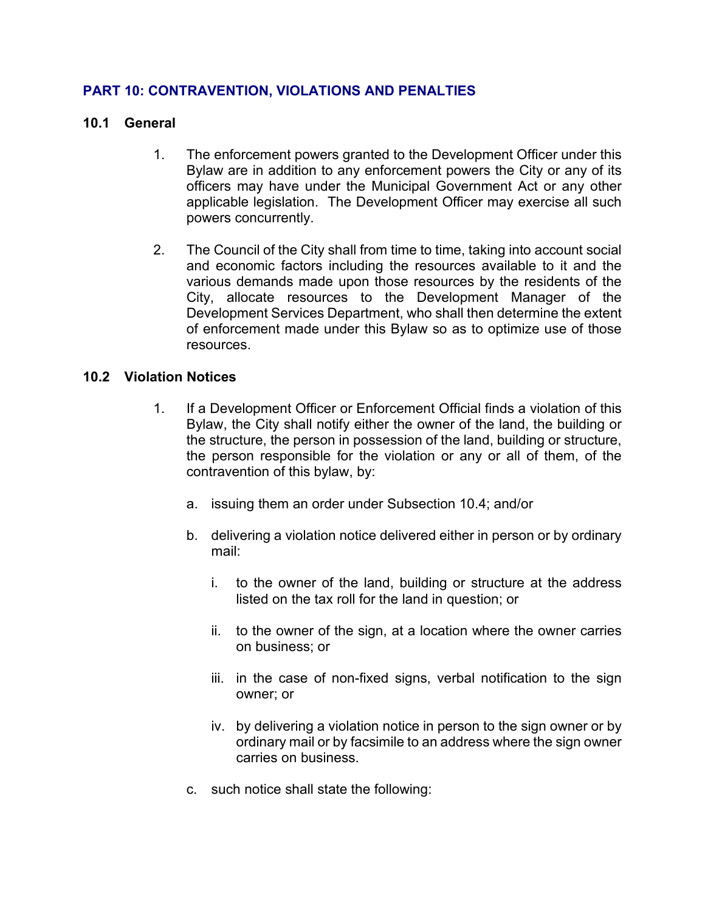## PART 10: CONTRAVENTION, VIOLATIONS AND PENALTIES

### 10.1 General

1. The enforcement powers granted to the Development Officer under this Bylaw are in addition to any enforcement powers the City or any of its officers may have under the Municipal Government Act or any other applicable legislation. The Development Officer may exercise all such powers concurrently.

2. The Council of the City shall from time to time, taking into account social and economic factors including the resources available to it and the various demands made upon those resources by the residents of the City, allocate resources to the Development Manager of the Development Services Department, who shall then determine the extent of enforcement made under this Bylaw so as to optimize use of those resources.

### 10.2 Violation Notices

1. If a Development Officer or Enforcement Official finds a violation of this Bylaw, the City shall notify either the owner of the land, the building or the structure, the person in possession of the land, building or structure, the person responsible for the violation or any or all of them, of the contravention of this bylaw, by:

   a. issuing them an order under Subsection 10.4; and/or

   b. delivering a violation notice delivered either in person or by ordinary mail:

      i. to the owner of the land, building or structure at the address listed on the tax roll for the land in question; or

      ii. to the owner of the sign, at a location where the owner carries on business; or

      iii. in the case of non-fixed signs, verbal notification to the sign owner; or

      iv. by delivering a violation notice in person to the sign owner or by ordinary mail or by facsimile to an address where the sign owner carries on business.

   c. such notice shall state the following: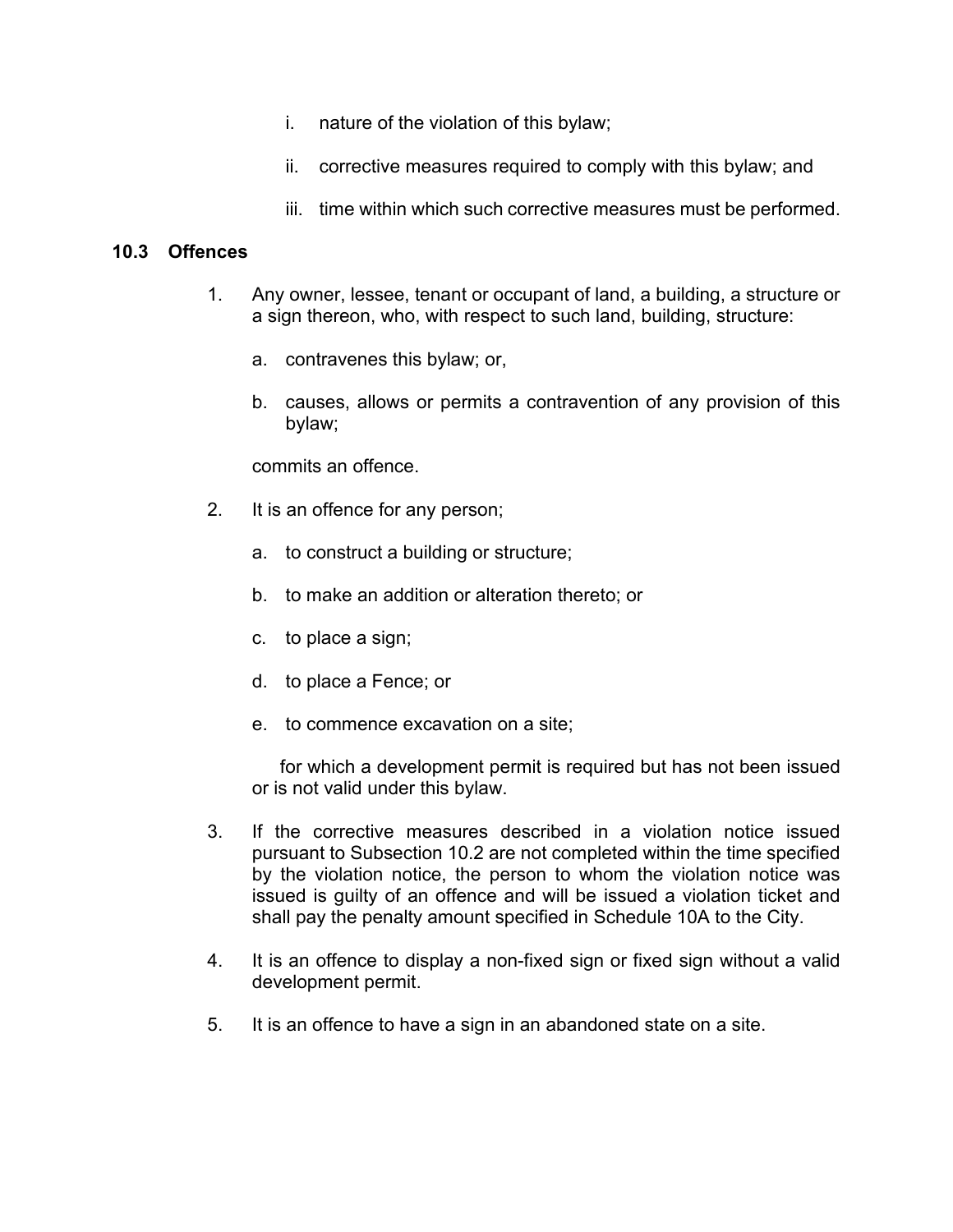i. nature of the violation of this bylaw;

ii. corrective measures required to comply with this bylaw; and

iii. time within which such corrective measures must be performed.

### 10.3 Offences

1. Any owner, lessee, tenant or occupant of land, a building, a structure or a sign thereon, who, with respect to such land, building, structure:

   a. contravenes this bylaw; or,

   b. causes, allows or permits a contravention of any provision of this bylaw;

   commits an offence.

2. It is an offence for any person;

   a. to construct a building or structure;

   b. to make an addition or alteration thereto; or

   c. to place a sign;

   d. to place a Fence; or

   e. to commence excavation on a site;

   for which a development permit is required but has not been issued or is not valid under this bylaw.

3. If the corrective measures described in a violation notice issued pursuant to Subsection 10.2 are not completed within the time specified by the violation notice, the person to whom the violation notice was issued is guilty of an offence and will be issued a violation ticket and shall pay the penalty amount specified in Schedule 10A to the City.

4. It is an offence to display a non-fixed sign or fixed sign without a valid development permit.

5. It is an offence to have a sign in an abandoned state on a site.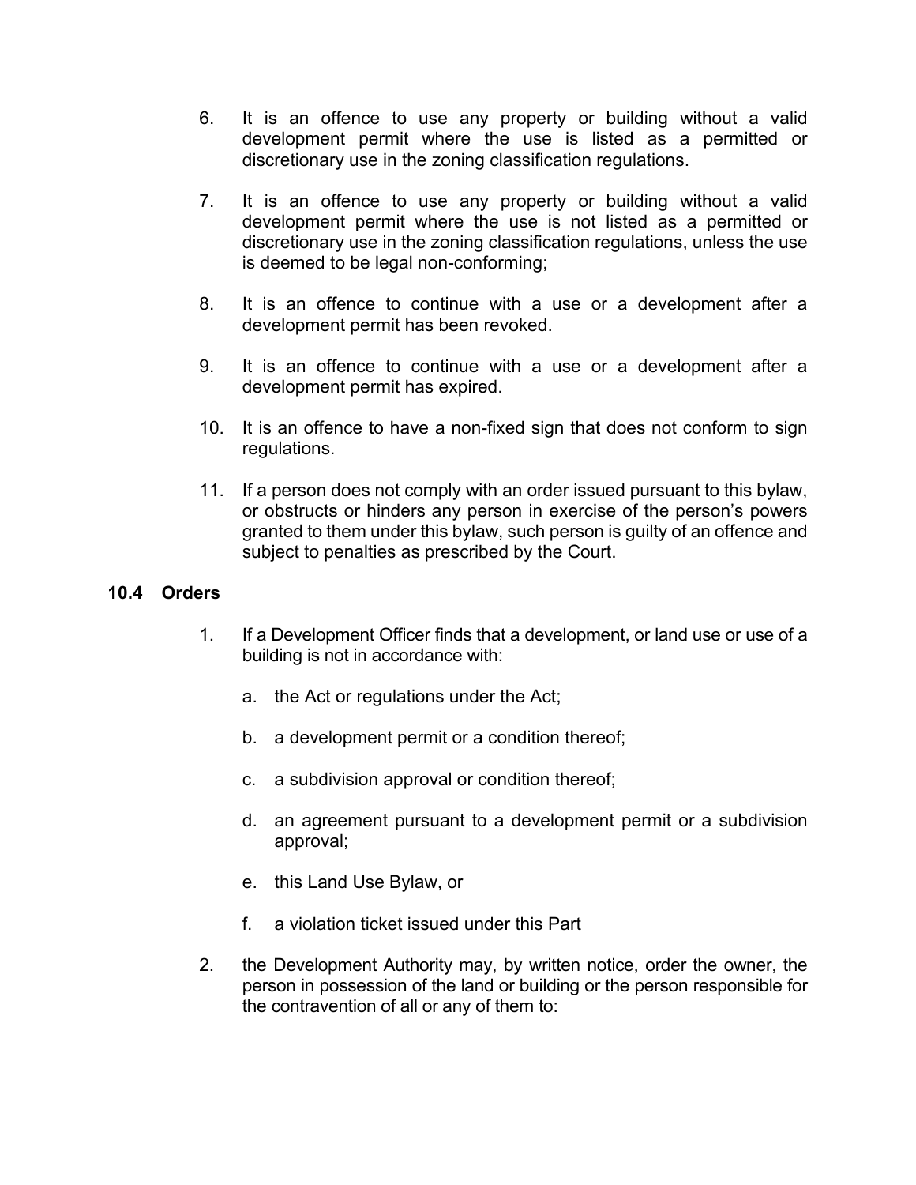6. It is an offence to use any property or building without a valid development permit where the use is listed as a permitted or discretionary use in the zoning classification regulations.

7. It is an offence to use any property or building without a valid development permit where the use is not listed as a permitted or discretionary use in the zoning classification regulations, unless the use is deemed to be legal non-conforming;

8. It is an offence to continue with a use or a development after a development permit has been revoked.

9. It is an offence to continue with a use or a development after a development permit has expired.

10. It is an offence to have a non-fixed sign that does not conform to sign regulations.

11. If a person does not comply with an order issued pursuant to this bylaw, or obstructs or hinders any person in exercise of the person's powers granted to them under this bylaw, such person is guilty of an offence and subject to penalties as prescribed by the Court.

### 10.4 Orders

1. If a Development Officer finds that a development, or land use or use of a building is not in accordance with:

   a. the Act or regulations under the Act;

   b. a development permit or a condition thereof;

   c. a subdivision approval or condition thereof;

   d. an agreement pursuant to a development permit or a subdivision approval;

   e. this Land Use Bylaw, or

   f. a violation ticket issued under this Part

2. the Development Authority may, by written notice, order the owner, the person in possession of the land or building or the person responsible for the contravention of all or any of them to: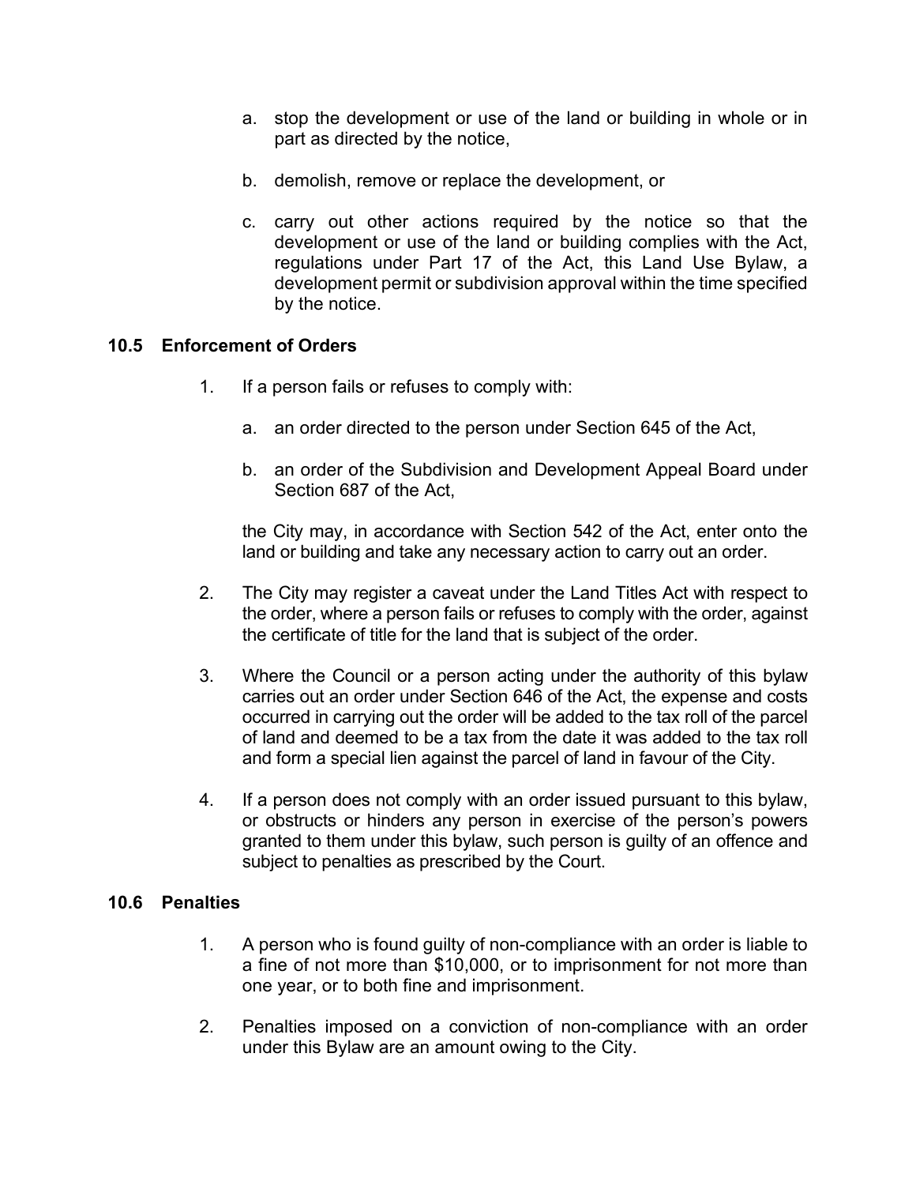a. stop the development or use of the land or building in whole or in part as directed by the notice,

b. demolish, remove or replace the development, or

c. carry out other actions required by the notice so that the development or use of the land or building complies with the Act, regulations under Part 17 of the Act, this Land Use Bylaw, a development permit or subdivision approval within the time specified by the notice.

### 10.5 Enforcement of Orders

1. If a person fails or refuses to comply with:

   a. an order directed to the person under Section 645 of the Act,

   b. an order of the Subdivision and Development Appeal Board under Section 687 of the Act,

   the City may, in accordance with Section 542 of the Act, enter onto the land or building and take any necessary action to carry out an order.

2. The City may register a caveat under the Land Titles Act with respect to the order, where a person fails or refuses to comply with the order, against the certificate of title for the land that is subject of the order.

3. Where the Council or a person acting under the authority of this bylaw carries out an order under Section 646 of the Act, the expense and costs occurred in carrying out the order will be added to the tax roll of the parcel of land and deemed to be a tax from the date it was added to the tax roll and form a special lien against the parcel of land in favour of the City.

4. If a person does not comply with an order issued pursuant to this bylaw, or obstructs or hinders any person in exercise of the person's powers granted to them under this bylaw, such person is guilty of an offence and subject to penalties as prescribed by the Court.

### 10.6 Penalties

1. A person who is found guilty of non-compliance with an order is liable to a fine of not more than $10,000, or to imprisonment for not more than one year, or to both fine and imprisonment.

2. Penalties imposed on a conviction of non-compliance with an order under this Bylaw are an amount owing to the City.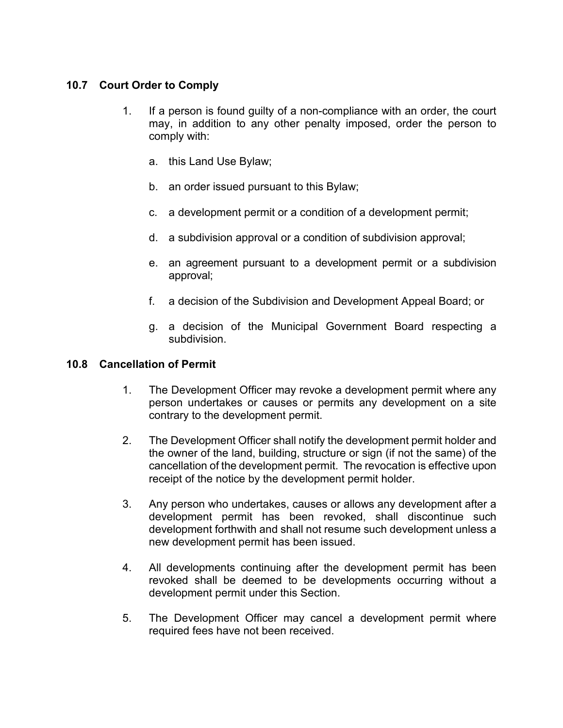### 10.7 Court Order to Comply

1. If a person is found guilty of a non-compliance with an order, the court may, in addition to any other penalty imposed, order the person to comply with:

   a. this Land Use Bylaw;

   b. an order issued pursuant to this Bylaw;

   c. a development permit or a condition of a development permit;

   d. a subdivision approval or a condition of subdivision approval;

   e. an agreement pursuant to a development permit or a subdivision approval;

   f. a decision of the Subdivision and Development Appeal Board; or

   g. a decision of the Municipal Government Board respecting a subdivision.

### 10.8 Cancellation of Permit

1. The Development Officer may revoke a development permit where any person undertakes or causes or permits any development on a site contrary to the development permit.

2. The Development Officer shall notify the development permit holder and the owner of the land, building, structure or sign (if not the same) of the cancellation of the development permit. The revocation is effective upon receipt of the notice by the development permit holder.

3. Any person who undertakes, causes or allows any development after a development permit has been revoked, shall discontinue such development forthwith and shall not resume such development unless a new development permit has been issued.

4. All developments continuing after the development permit has been revoked shall be deemed to be developments occurring without a development permit under this Section.

5. The Development Officer may cancel a development permit where required fees have not been received.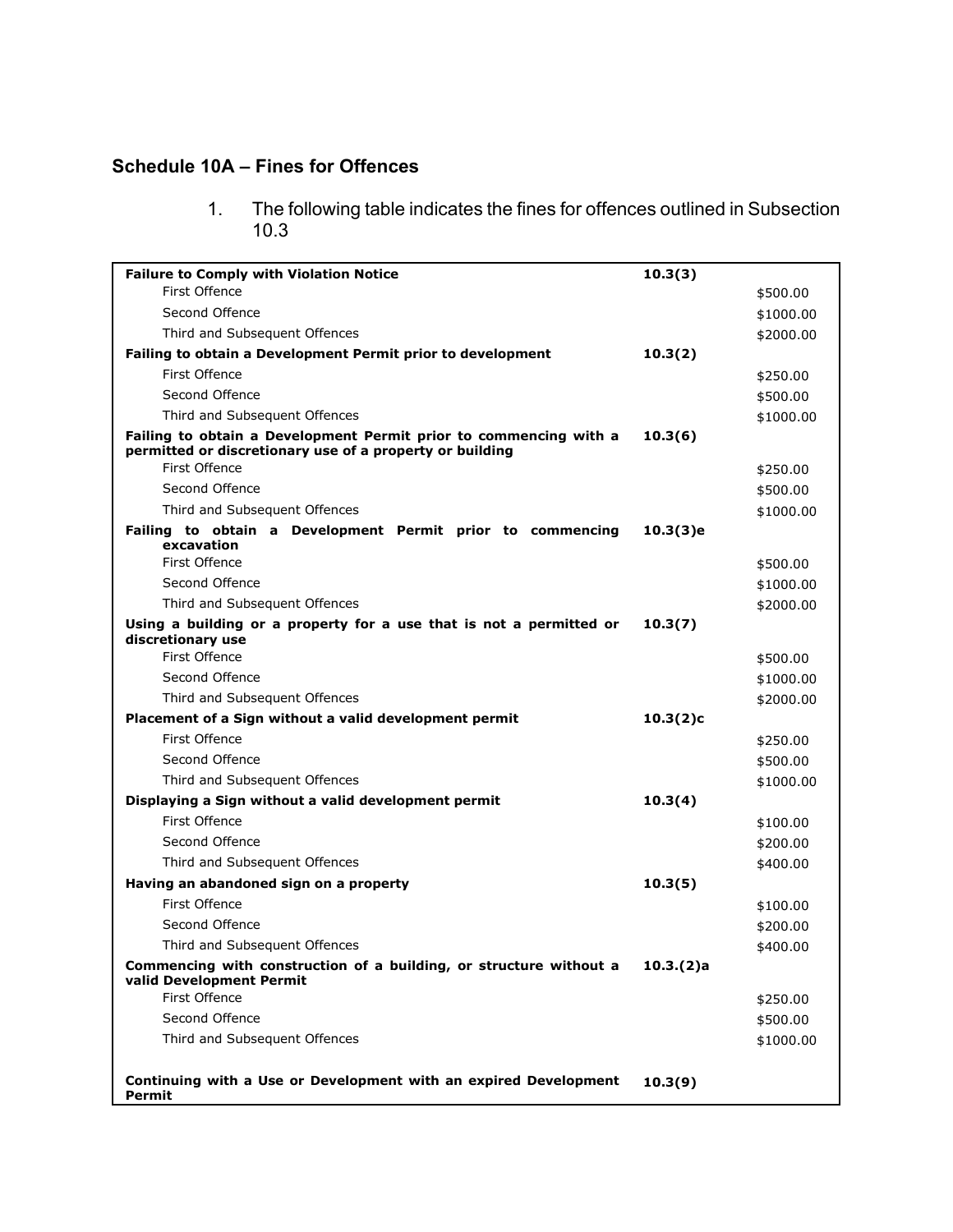## Schedule 10A – Fines for Offences

1. The following table indicates the fines for offences outlined in Subsection 10.3

| | | |
|---|---|---|
| **Failure to Comply with Violation Notice** | **10.3(3)** | |
| First Offence | | $500.00 |
| Second Offence | | $1000.00 |
| Third and Subsequent Offences | | $2000.00 |
| **Failing to obtain a Development Permit prior to development** | **10.3(2)** | |
| First Offence | | $250.00 |
| Second Offence | | $500.00 |
| Third and Subsequent Offences | | $1000.00 |
| **Failing to obtain a Development Permit prior to commencing with a permitted or discretionary use of a property or building** | **10.3(6)** | |
| First Offence | | $250.00 |
| Second Offence | | $500.00 |
| Third and Subsequent Offences | | $1000.00 |
| **Failing to obtain a Development Permit prior to commencing excavation** | **10.3(3)e** | |
| First Offence | | $500.00 |
| Second Offence | | $1000.00 |
| Third and Subsequent Offences | | $2000.00 |
| **Using a building or a property for a use that is not a permitted or discretionary use** | **10.3(7)** | |
| First Offence | | $500.00 |
| Second Offence | | $1000.00 |
| Third and Subsequent Offences | | $2000.00 |
| **Placement of a Sign without a valid development permit** | **10.3(2)c** | |
| First Offence | | $250.00 |
| Second Offence | | $500.00 |
| Third and Subsequent Offences | | $1000.00 |
| **Displaying a Sign without a valid development permit** | **10.3(4)** | |
| First Offence | | $100.00 |
| Second Offence | | $200.00 |
| Third and Subsequent Offences | | $400.00 |
| **Having an abandoned sign on a property** | **10.3(5)** | |
| First Offence | | $100.00 |
| Second Offence | | $200.00 |
| Third and Subsequent Offences | | $400.00 |
| **Commencing with construction of a building, or structure without a valid Development Permit** | **10.3.(2)a** | |
| First Offence | | $250.00 |
| Second Offence | | $500.00 |
| Third and Subsequent Offences | | $1000.00 |
| **Continuing with a Use or Development with an expired Development Permit** | **10.3(9)** | |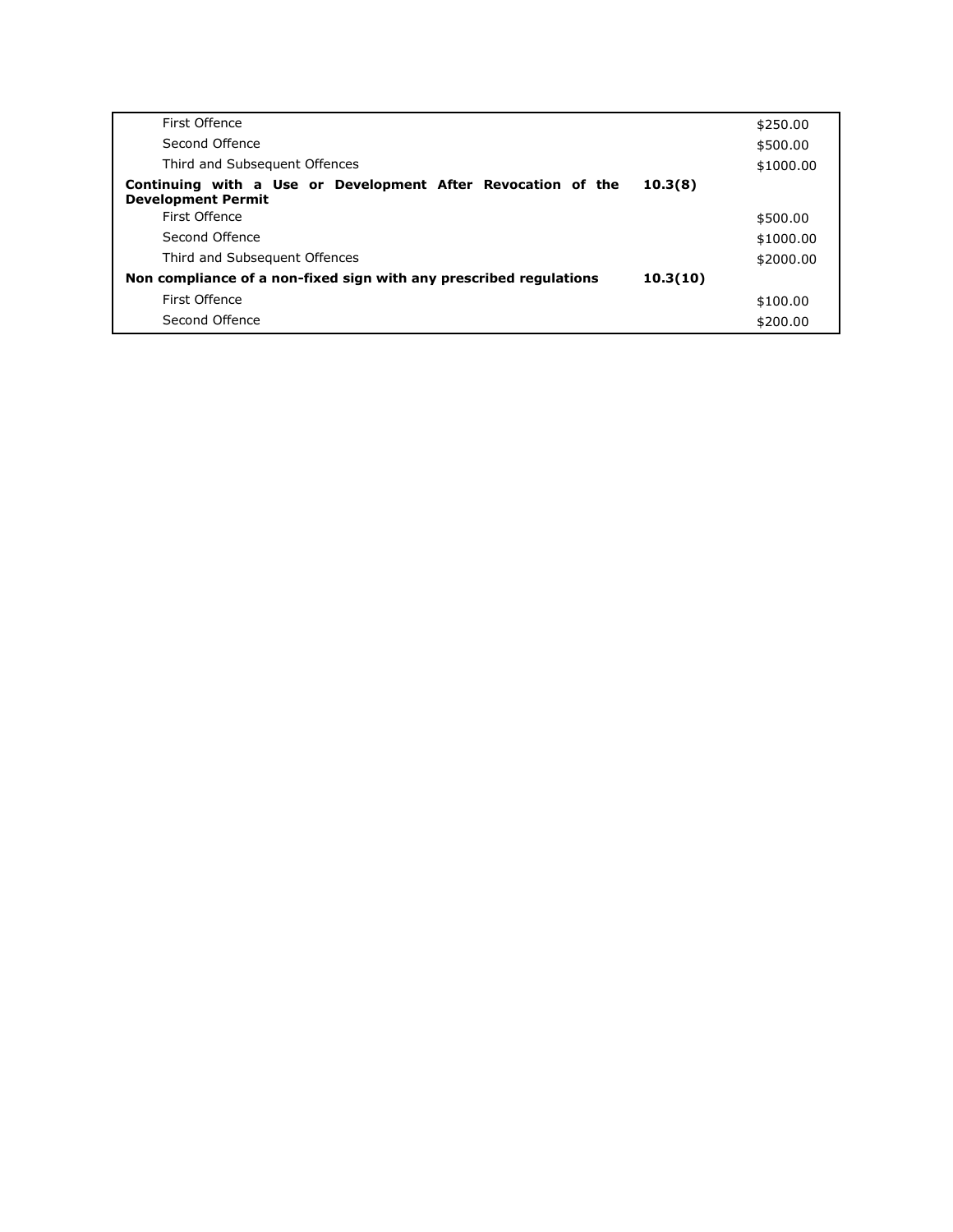| | | |
|---|---|---|
| First Offence | | $250.00 |
| Second Offence | | $500.00 |
| Third and Subsequent Offences | | $1000.00 |
| **Continuing with a Use or Development After Revocation of the Development Permit** | **10.3(8)** | |
| First Offence | | $500.00 |
| Second Offence | | $1000.00 |
| Third and Subsequent Offences | | $2000.00 |
| **Non compliance of a non-fixed sign with any prescribed regulations** | **10.3(10)** | |
| First Offence | | $100.00 |
| Second Offence | | $200.00 |